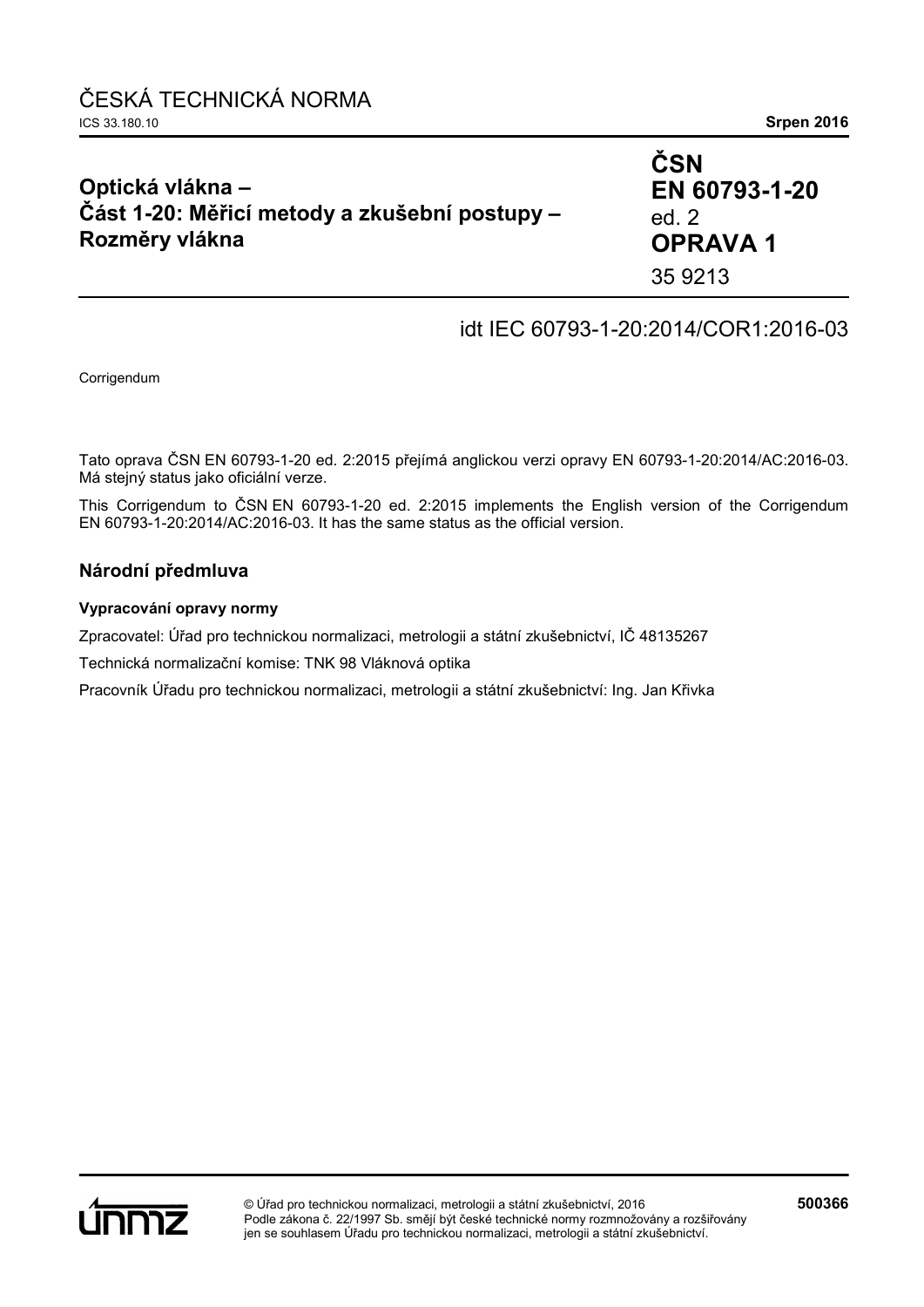ČESKÁ TECHNICKÁ NORMA

ICS 33.180.10 **Srpen 2016**

# Optická vlákna – Část 1-20: Měřicí metody a zkušební postupy – Rozměry vlákna

**ČSN EN 60793-1-20** ed. 2

**OPRAVA 1**

35 9213

idt IEC 60793-1-20:2014/COR1:2016-03

Corrigendum

Tato oprava ČSN EN 60793-1-20 ed. 2:2015 přejímá anglickou verzi opravy EN 60793-1-20:2014/AC:2016-03. Má stejný status jako oficiální verze.

This Corrigendum to ČSN EN 60793-1-20 ed. 2:2015 implements the English version of the Corrigendum EN 60793-1-20:2014/AC:2016-03. It has the same status as the official version.

## Národní předmluva

### Vypracování opravy normy

Zpracovatel: Úřad pro technickou normalizaci, metrologii a státní zkušebnictví, IČ 48135267

Technická normalizační komise: TNK 98 Vláknová optika

Pracovník Úřadu pro technickou normalizaci, metrologii a státní zkušebnictví: Ing. Jan Křivka

© Úřad pro technickou normalizaci, metrologii a státní zkušebnictví, 2016
Podle zákona č. 22/1997 Sb. smějí být české technické normy rozmnožovány a rozšiřovány jen se souhlasem Úřadu pro technickou normalizaci, metrologii a státní zkušebnictví.

**500366**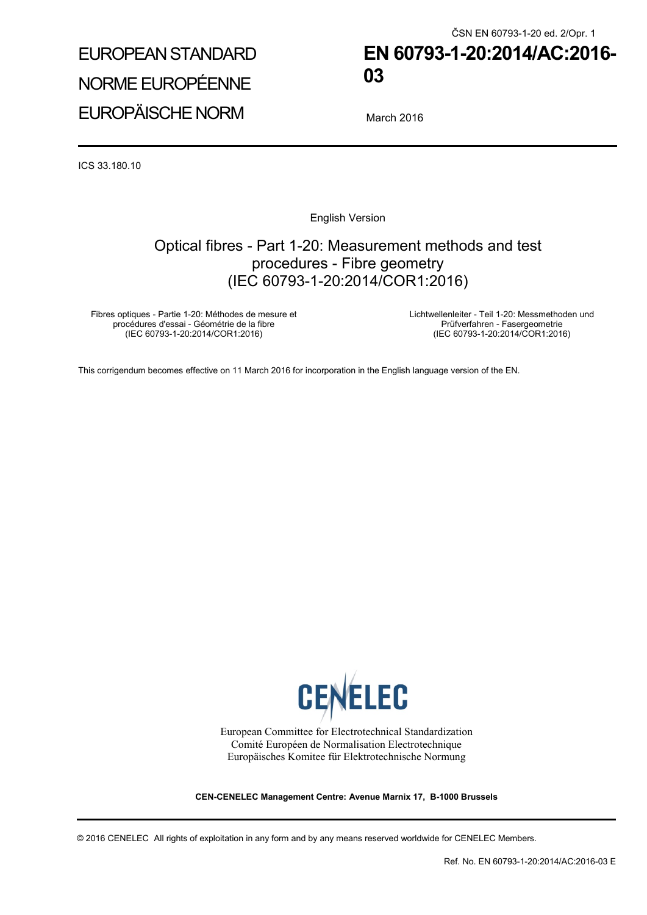ČSN EN 60793-1-20 ed. 2/Opr. 1

EUROPEAN STANDARD

NORME EUROPÉENNE

EUROPÄISCHE NORM

# EN 60793-1-20:2014/AC:2016-03

March 2016

ICS 33.180.10

English Version

## Optical fibres - Part 1-20: Measurement methods and test procedures - Fibre geometry (IEC 60793-1-20:2014/COR1:2016)

Fibres optiques - Partie 1-20: Méthodes de mesure et procédures d'essai - Géométrie de la fibre (IEC 60793-1-20:2014/COR1:2016)

Lichtwellenleiter - Teil 1-20: Messmethoden und Prüfverfahren - Fasergeometrie (IEC 60793-1-20:2014/COR1:2016)

This corrigendum becomes effective on 11 March 2016 for incorporation in the English language version of the EN.

CENELEC

European Committee for Electrotechnical Standardization
Comité Européen de Normalisation Electrotechnique
Europäisches Komitee für Elektrotechnische Normung

**CEN-CENELEC Management Centre: Avenue Marnix 17, B-1000 Brussels**

© 2016 CENELEC All rights of exploitation in any form and by any means reserved worldwide for CENELEC Members.

Ref. No. EN 60793-1-20:2014/AC:2016-03 E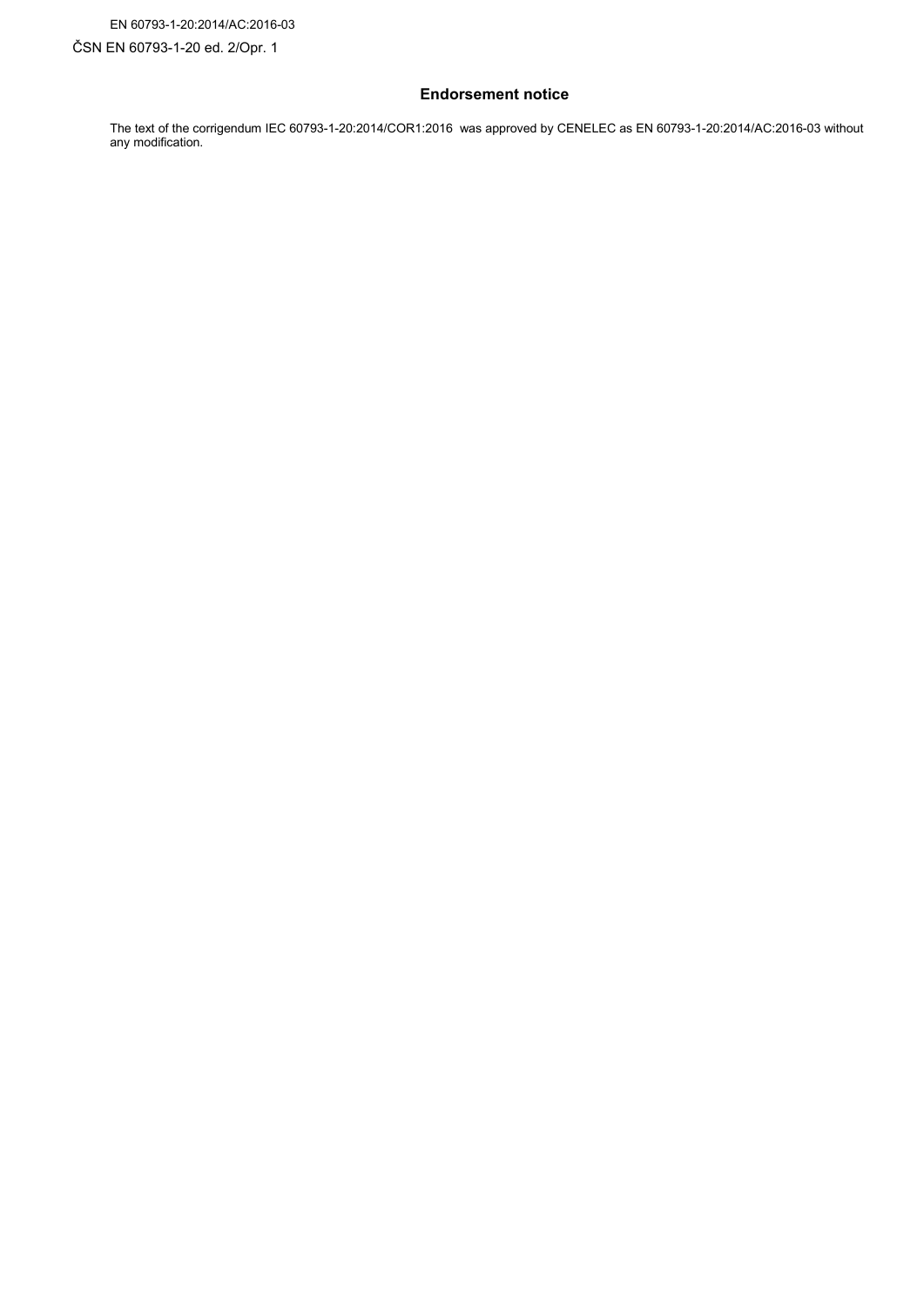EN 60793-1-20:2014/AC:2016-03

ČSN EN 60793-1-20 ed. 2/Opr. 1

## Endorsement notice

The text of the corrigendum IEC 60793-1-20:2014/COR1:2016 was approved by CENELEC as EN 60793-1-20:2014/AC:2016-03 without any modification.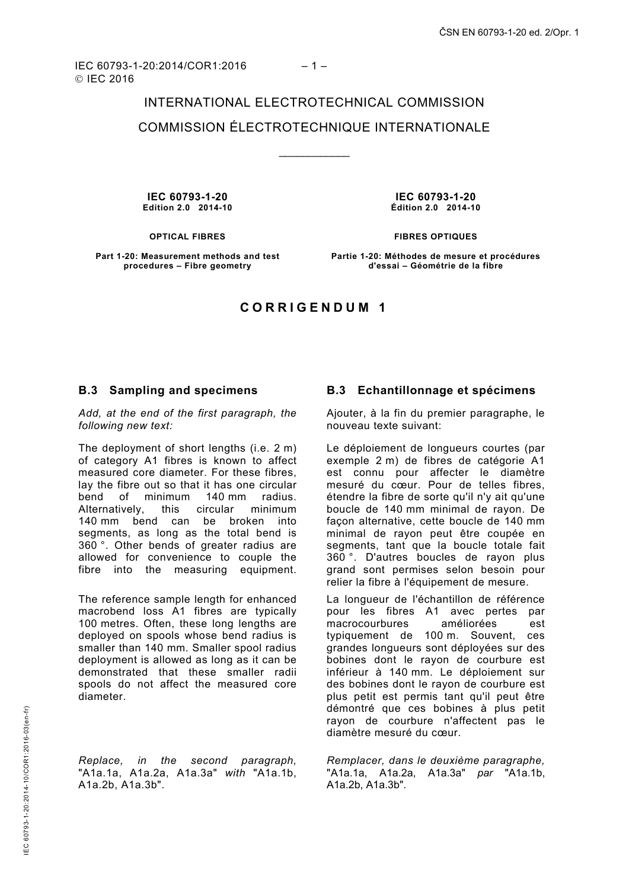INTERNATIONAL ELECTROTECHNICAL COMMISSION

COMMISSION ÉLECTROTECHNIQUE INTERNATIONALE

---

**IEC 60793-1-20**
**Edition 2.0 2014-10**

**OPTICAL FIBRES**

**Part 1-20: Measurement methods and test procedures – Fibre geometry**

**IEC 60793-1-20**
**Édition 2.0 2014-10**

**FIBRES OPTIQUES**

**Partie 1-20: Méthodes de mesure et procédures d'essai – Géométrie de la fibre**

# CORRIGENDUM 1

## B.3 Sampling and specimens

*Add, at the end of the first paragraph, the following new text:*

The deployment of short lengths (i.e. 2 m) of category A1 fibres is known to affect measured core diameter. For these fibres, lay the fibre out so that it has one circular bend of minimum 140 mm radius. Alternatively, this circular minimum 140 mm bend can be broken into segments, as long as the total bend is 360 °. Other bends of greater radius are allowed for convenience to couple the fibre into the measuring equipment.

The reference sample length for enhanced macrobend loss A1 fibres are typically 100 metres. Often, these long lengths are deployed on spools whose bend radius is smaller than 140 mm. Smaller spool radius deployment is allowed as long as it can be demonstrated that these smaller radii spools do not affect the measured core diameter.

*Replace, in the second paragraph,* "A1a.1a, A1a.2a, A1a.3a" *with* "A1a.1b, A1a.2b, A1a.3b".

## B.3 Echantillonnage et spécimens

Ajouter, à la fin du premier paragraphe, le nouveau texte suivant:

Le déploiement de longueurs courtes (par exemple 2 m) de fibres de catégorie A1 est connu pour affecter le diamètre mesuré du cœur. Pour de telles fibres, étendre la fibre de sorte qu'il n'y ait qu'une boucle de 140 mm minimal de rayon. De façon alternative, cette boucle de 140 mm minimal de rayon peut être coupée en segments, tant que la boucle totale fait 360 °. D'autres boucles de rayon plus grand sont permises selon besoin pour relier la fibre à l'équipement de mesure.

La longueur de l'échantillon de référence pour les fibres A1 avec pertes par macrocourbures améliorées est typiquement de 100 m. Souvent, ces grandes longueurs sont déployées sur des bobines dont le rayon de courbure est inférieur à 140 mm. Le déploiement sur des bobines dont le rayon de courbure est plus petit est permis tant qu'il peut être démontré que ces bobines à plus petit rayon de courbure n'affectent pas le diamètre mesuré du cœur.

*Remplacer, dans le deuxième paragraphe,* "A1a.1a, A1a.2a, A1a.3a" *par* "A1a.1b, A1a.2b, A1a.3b".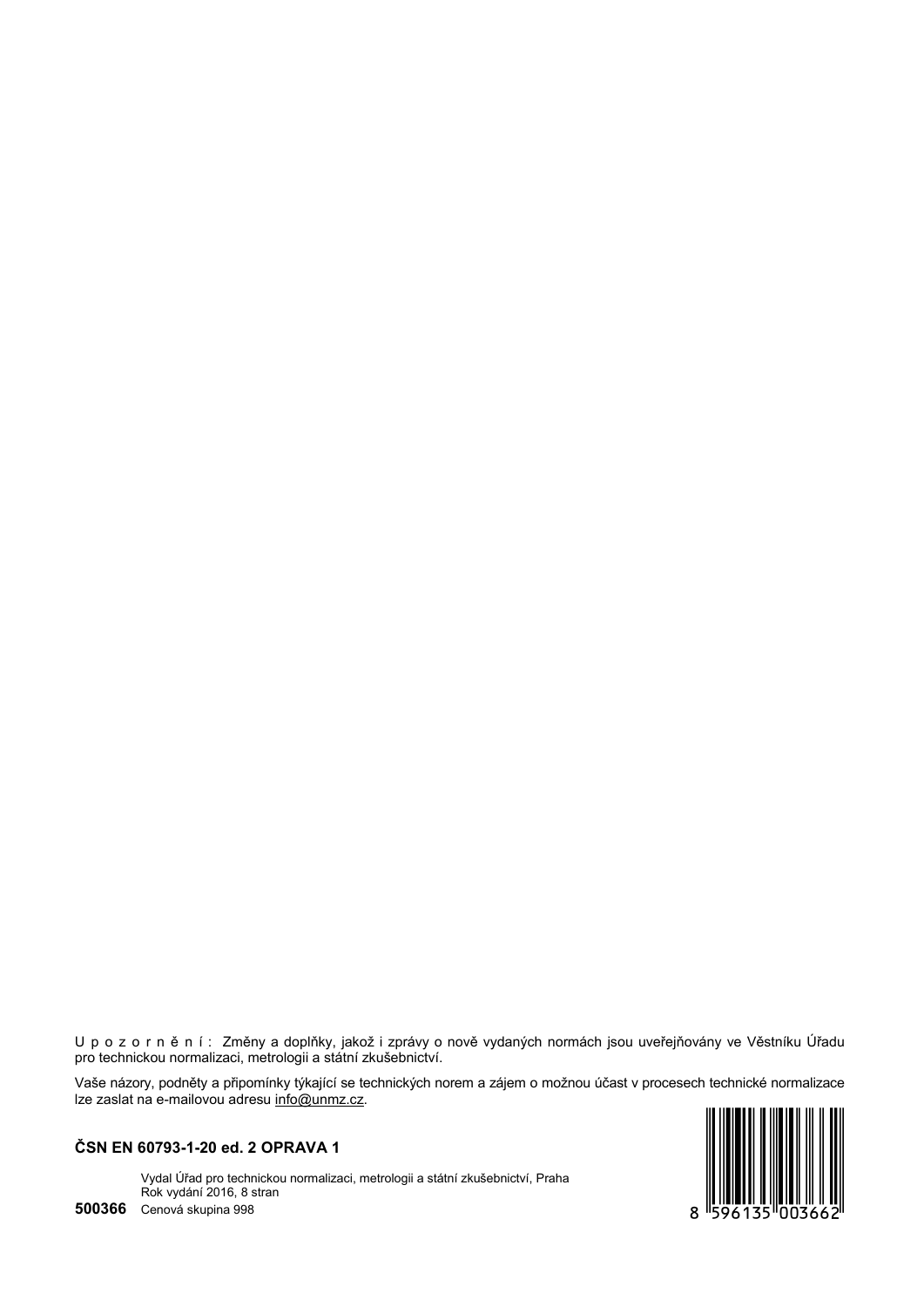U p o z o r n ě n í : Změny a doplňky, jakož i zprávy o nově vydaných normách jsou uveřejňovány ve Věstníku Úřadu pro technickou normalizaci, metrologii a státní zkušebnictví.

Vaše názory, podněty a připomínky týkající se technických norem a zájem o možnou účast v procesech technické normalizace lze zaslat na e-mailovou adresu info@unmz.cz.

**ČSN EN 60793-1-20 ed. 2 OPRAVA 1**

Vydal Úřad pro technickou normalizaci, metrologii a státní zkušebnictví, Praha
Rok vydání 2016, 8 stran

**500366** Cenová skupina 998

8 596135 003662